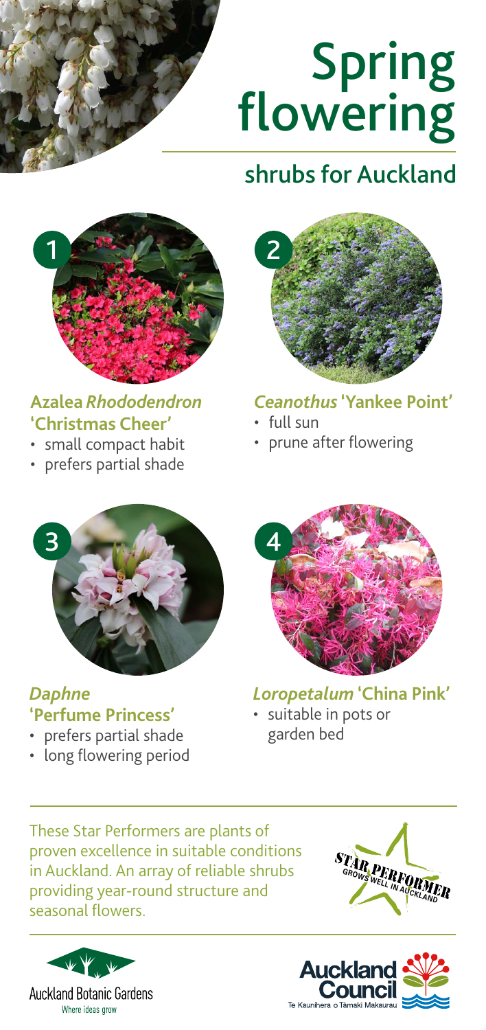# Spring flowering

## shrubs for Auckland

1

### Azalea *Rhododendron* 'Christmas Cheer'

- small compact habit
- prefers partial shade

2

### *Ceanothus* 'Yankee Point'

- full sun
- prune after flowering

3

### *Daphne* 'Perfume Princess'

- prefers partial shade
- long flowering period

4

### *Loropetalum* 'China Pink'

- suitable in pots or garden bed

These Star Performers are plants of proven excellence in suitable conditions in Auckland. An array of reliable shrubs providing year-round structure and seasonal flowers.

STAR PERFORMER
GROWS WELL IN AUCKLAND

Auckland Botanic Gardens
Where ideas grow

Auckland Council
Te Kaunihera o Tāmaki Makaurau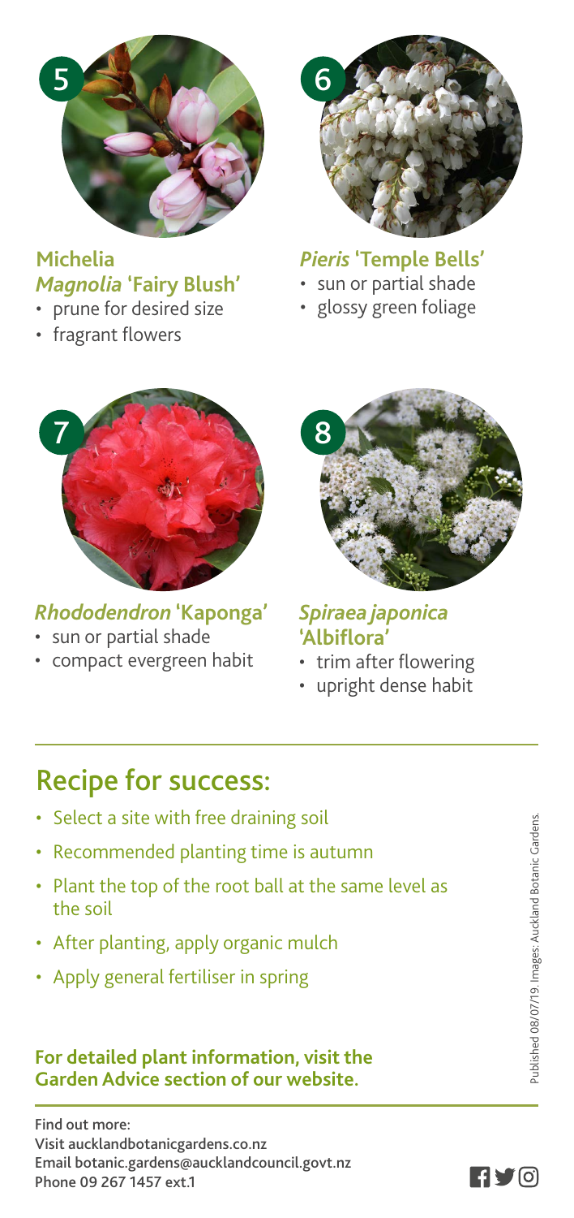5

**Michelia**
***Magnolia*** **'Fairy Blush'**

- prune for desired size
- fragrant flowers

6

***Pieris*** **'Temple Bells'**

- sun or partial shade
- glossy green foliage

7

***Rhododendron*** **'Kaponga'**

- sun or partial shade
- compact evergreen habit

8

***Spiraea japonica*** **'Albiflora'**

- trim after flowering
- upright dense habit

## Recipe for success:

- Select a site with free draining soil
- Recommended planting time is autumn
- Plant the top of the root ball at the same level as the soil
- After planting, apply organic mulch
- Apply general fertiliser in spring

**For detailed plant information, visit the Garden Advice section of our website.**

Find out more:
Visit aucklandbotanicgardens.co.nz
Email botanic.gardens@aucklandcouncil.govt.nz
Phone 09 267 1457 ext.1

Published 08/07/19. Images: Auckland Botanic Gardens.